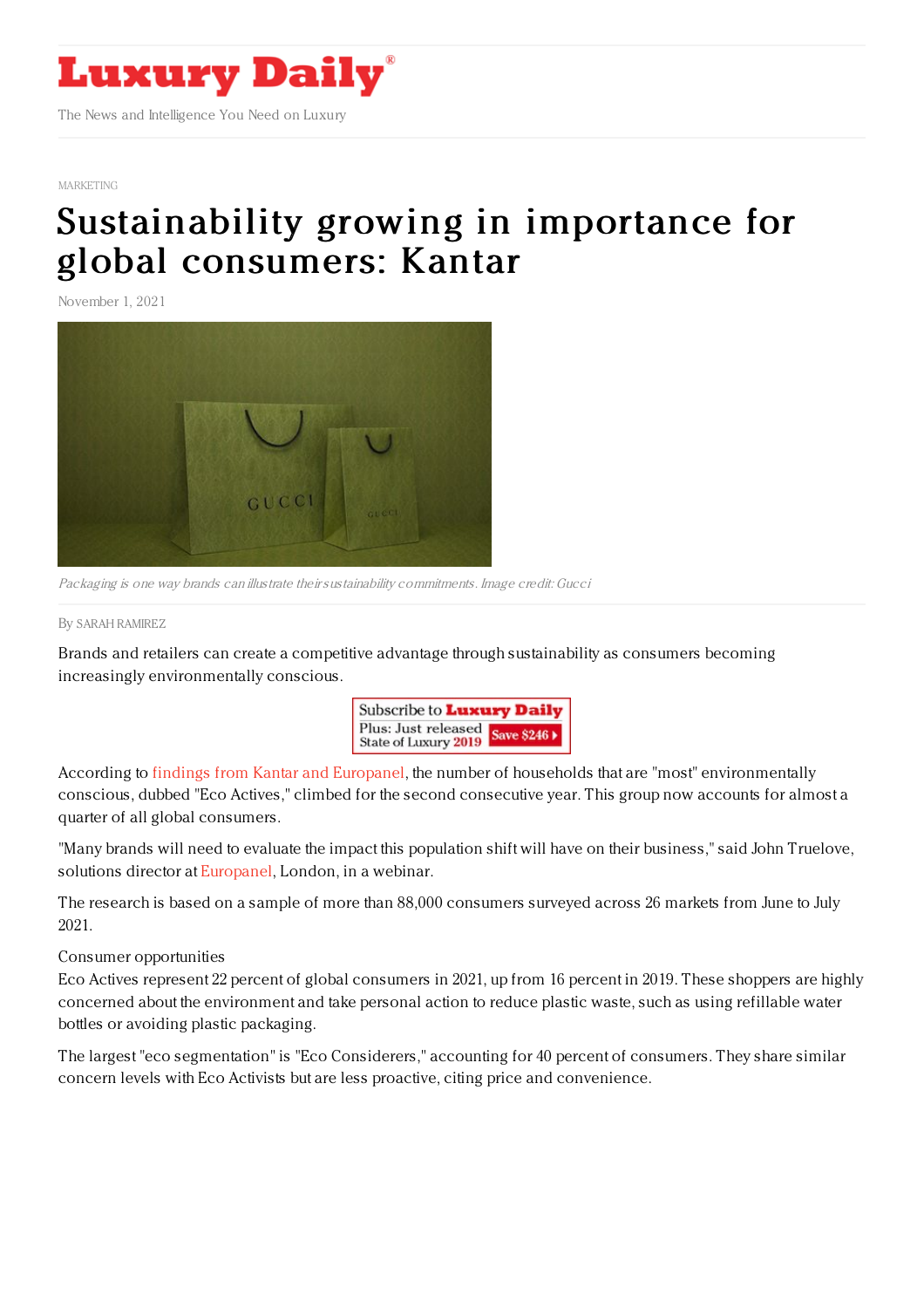Luxury Daily

The News and Intelligence You Need on Luxury

MARKETING

# Sustainability growing in importance for global consumers: Kantar

November 1, 2021

*Packaging is one way brands can illustrate their sustainability commitments. Image credit: Gucci*

By SARAH RAMIREZ

Brands and retailers can create a competitive advantage through sustainability as consumers becoming increasingly environmentally conscious.

According to findings from Kantar and Europanel, the number of households that are "most" environmentally conscious, dubbed "Eco Actives," climbed for the second consecutive year. This group now accounts for almost a quarter of all global consumers.

"Many brands will need to evaluate the impact this population shift will have on their business," said John Truelove, solutions director at Europanel, London, in a webinar.

The research is based on a sample of more than 88,000 consumers surveyed across 26 markets from June to July 2021.

Consumer opportunities

Eco Actives represent 22 percent of global consumers in 2021, up from 16 percent in 2019. These shoppers are highly concerned about the environment and take personal action to reduce plastic waste, such as using refillable water bottles or avoiding plastic packaging.

The largest "eco segmentation" is "Eco Considerers," accounting for 40 percent of consumers. They share similar concern levels with Eco Activists but are less proactive, citing price and convenience.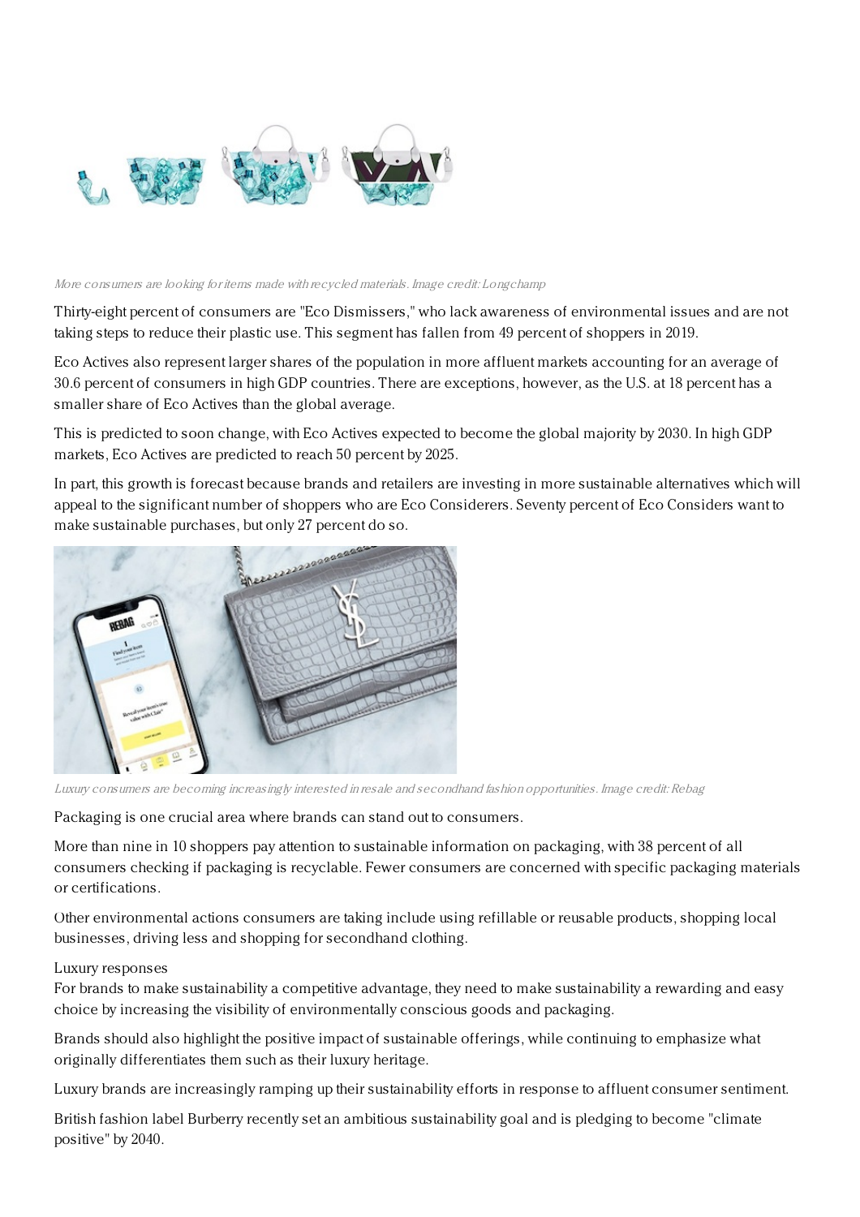*More consumers are looking for items made with recycled materials. Image credit: Longchamp*

Thirty-eight percent of consumers are "Eco Dismissers," who lack awareness of environmental issues and are not taking steps to reduce their plastic use. This segment has fallen from 49 percent of shoppers in 2019.

Eco Actives also represent larger shares of the population in more affluent markets accounting for an average of 30.6 percent of consumers in high GDP countries. There are exceptions, however, as the U.S. at 18 percent has a smaller share of Eco Actives than the global average.

This is predicted to soon change, with Eco Actives expected to become the global majority by 2030. In high GDP markets, Eco Actives are predicted to reach 50 percent by 2025.

In part, this growth is forecast because brands and retailers are investing in more sustainable alternatives which will appeal to the significant number of shoppers who are Eco Considerers. Seventy percent of Eco Considers want to make sustainable purchases, but only 27 percent do so.

*Luxury consumers are becoming increasingly interested in resale and secondhand fashion opportunities. Image credit: Rebag*

Packaging is one crucial area where brands can stand out to consumers.

More than nine in 10 shoppers pay attention to sustainable information on packaging, with 38 percent of all consumers checking if packaging is recyclable. Fewer consumers are concerned with specific packaging materials or certifications.

Other environmental actions consumers are taking include using refillable or reusable products, shopping local businesses, driving less and shopping for secondhand clothing.

Luxury responses

For brands to make sustainability a competitive advantage, they need to make sustainability a rewarding and easy choice by increasing the visibility of environmentally conscious goods and packaging.

Brands should also highlight the positive impact of sustainable offerings, while continuing to emphasize what originally differentiates them such as their luxury heritage.

Luxury brands are increasingly ramping up their sustainability efforts in response to affluent consumer sentiment.

British fashion label Burberry recently set an ambitious sustainability goal and is pledging to become "climate positive" by 2040.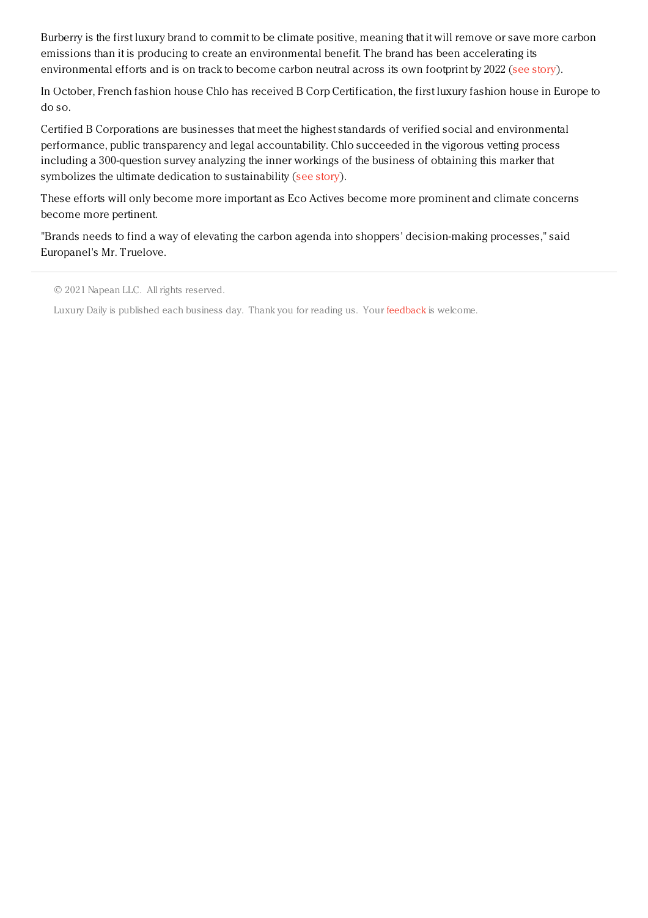Burberry is the first luxury brand to commit to be climate positive, meaning that it will remove or save more carbon emissions than it is producing to create an environmental benefit. The brand has been accelerating its environmental efforts and is on track to become carbon neutral across its own footprint by 2022 (see story).

In October, French fashion house Chlo has received B Corp Certification, the first luxury fashion house in Europe to do so.

Certified B Corporations are businesses that meet the highest standards of verified social and environmental performance, public transparency and legal accountability. Chlo succeeded in the vigorous vetting process including a 300-question survey analyzing the inner workings of the business of obtaining this marker that symbolizes the ultimate dedication to sustainability (see story).

These efforts will only become more important as Eco Actives become more prominent and climate concerns become more pertinent.

"Brands needs to find a way of elevating the carbon agenda into shoppers' decision-making processes," said Europanel's Mr. Truelove.

© 2021 Napean LLC. All rights reserved.

Luxury Daily is published each business day. Thank you for reading us. Your feedback is welcome.